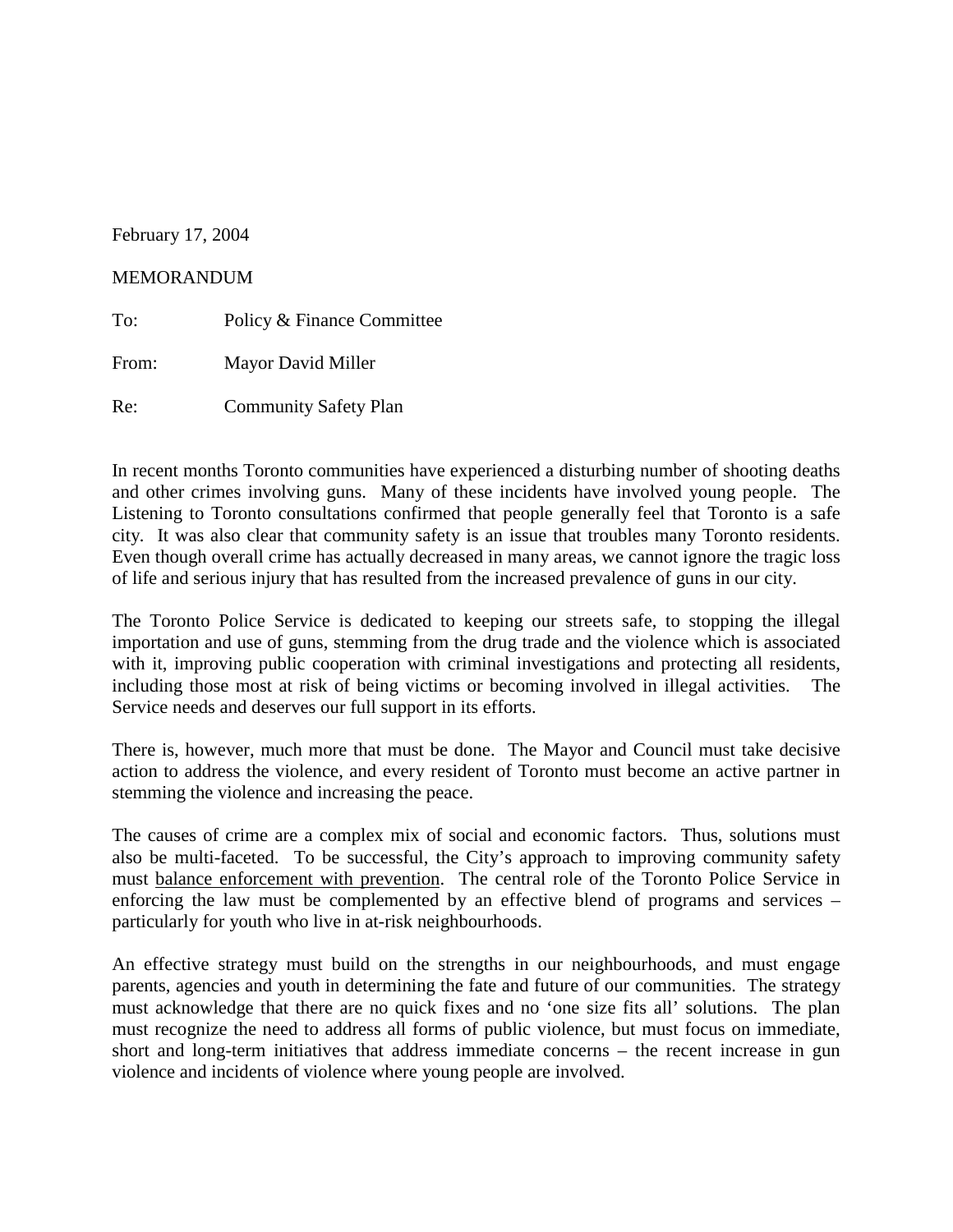February 17, 2004

MEMORANDUM

To: Policy & Finance Committee

From: Mayor David Miller

Re: Community Safety Plan

In recent months Toronto communities have experienced a disturbing number of shooting deaths and other crimes involving guns. Many of these incidents have involved young people. The Listening to Toronto consultations confirmed that people generally feel that Toronto is a safe city. It was also clear that community safety is an issue that troubles many Toronto residents. Even though overall crime has actually decreased in many areas, we cannot ignore the tragic loss of life and serious injury that has resulted from the increased prevalence of guns in our city.

The Toronto Police Service is dedicated to keeping our streets safe, to stopping the illegal importation and use of guns, stemming from the drug trade and the violence which is associated with it, improving public cooperation with criminal investigations and protecting all residents, including those most at risk of being victims or becoming involved in illegal activities. The Service needs and deserves our full support in its efforts.

There is, however, much more that must be done. The Mayor and Council must take decisive action to address the violence, and every resident of Toronto must become an active partner in stemming the violence and increasing the peace.

The causes of crime are a complex mix of social and economic factors. Thus, solutions must also be multi-faceted. To be successful, the City's approach to improving community safety must <u>balance enforcement with prevention</u>. The central role of the Toronto Police Service in enforcing the law must be complemented by an effective blend of programs and services – particularly for youth who live in at-risk neighbourhoods.

An effective strategy must build on the strengths in our neighbourhoods, and must engage parents, agencies and youth in determining the fate and future of our communities. The strategy must acknowledge that there are no quick fixes and no 'one size fits all' solutions. The plan must recognize the need to address all forms of public violence, but must focus on immediate, short and long-term initiatives that address immediate concerns – the recent increase in gun violence and incidents of violence where young people are involved.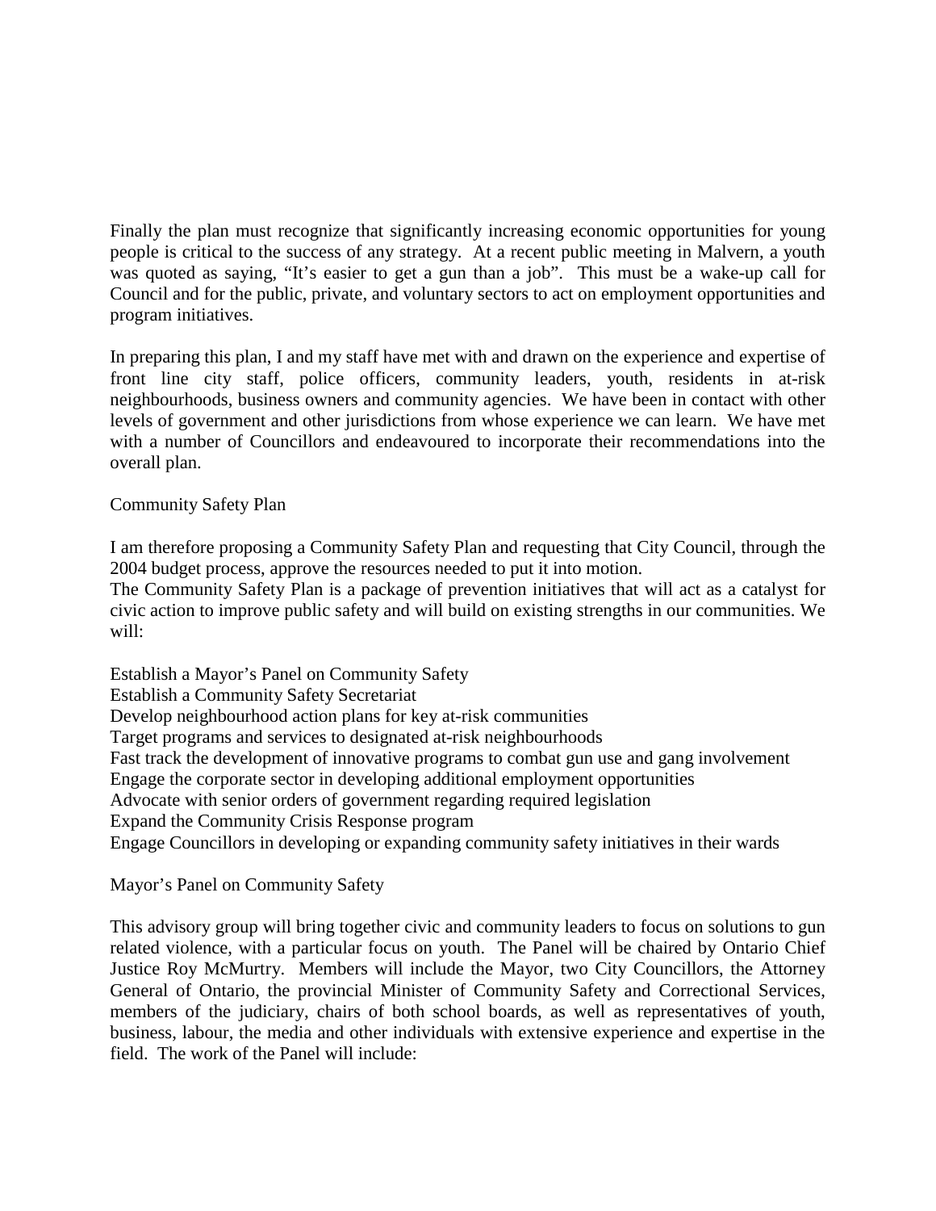Finally the plan must recognize that significantly increasing economic opportunities for young people is critical to the success of any strategy. At a recent public meeting in Malvern, a youth was quoted as saying, "It's easier to get a gun than a job". This must be a wake-up call for Council and for the public, private, and voluntary sectors to act on employment opportunities and program initiatives.

In preparing this plan, I and my staff have met with and drawn on the experience and expertise of front line city staff, police officers, community leaders, youth, residents in at-risk neighbourhoods, business owners and community agencies. We have been in contact with other levels of government and other jurisdictions from whose experience we can learn. We have met with a number of Councillors and endeavoured to incorporate their recommendations into the overall plan.

## Community Safety Plan

I am therefore proposing a Community Safety Plan and requesting that City Council, through the 2004 budget process, approve the resources needed to put it into motion.

The Community Safety Plan is a package of prevention initiatives that will act as a catalyst for civic action to improve public safety and will build on existing strengths in our communities. We will:

- Establish a Mayor's Panel on Community Safety
- Establish a Community Safety Secretariat
- Develop neighbourhood action plans for key at-risk communities
- Target programs and services to designated at-risk neighbourhoods
- Fast track the development of innovative programs to combat gun use and gang involvement
- Engage the corporate sector in developing additional employment opportunities
- Advocate with senior orders of government regarding required legislation
- Expand the Community Crisis Response program
- Engage Councillors in developing or expanding community safety initiatives in their wards

## Mayor's Panel on Community Safety

This advisory group will bring together civic and community leaders to focus on solutions to gun related violence, with a particular focus on youth. The Panel will be chaired by Ontario Chief Justice Roy McMurtry. Members will include the Mayor, two City Councillors, the Attorney General of Ontario, the provincial Minister of Community Safety and Correctional Services, members of the judiciary, chairs of both school boards, as well as representatives of youth, business, labour, the media and other individuals with extensive experience and expertise in the field. The work of the Panel will include: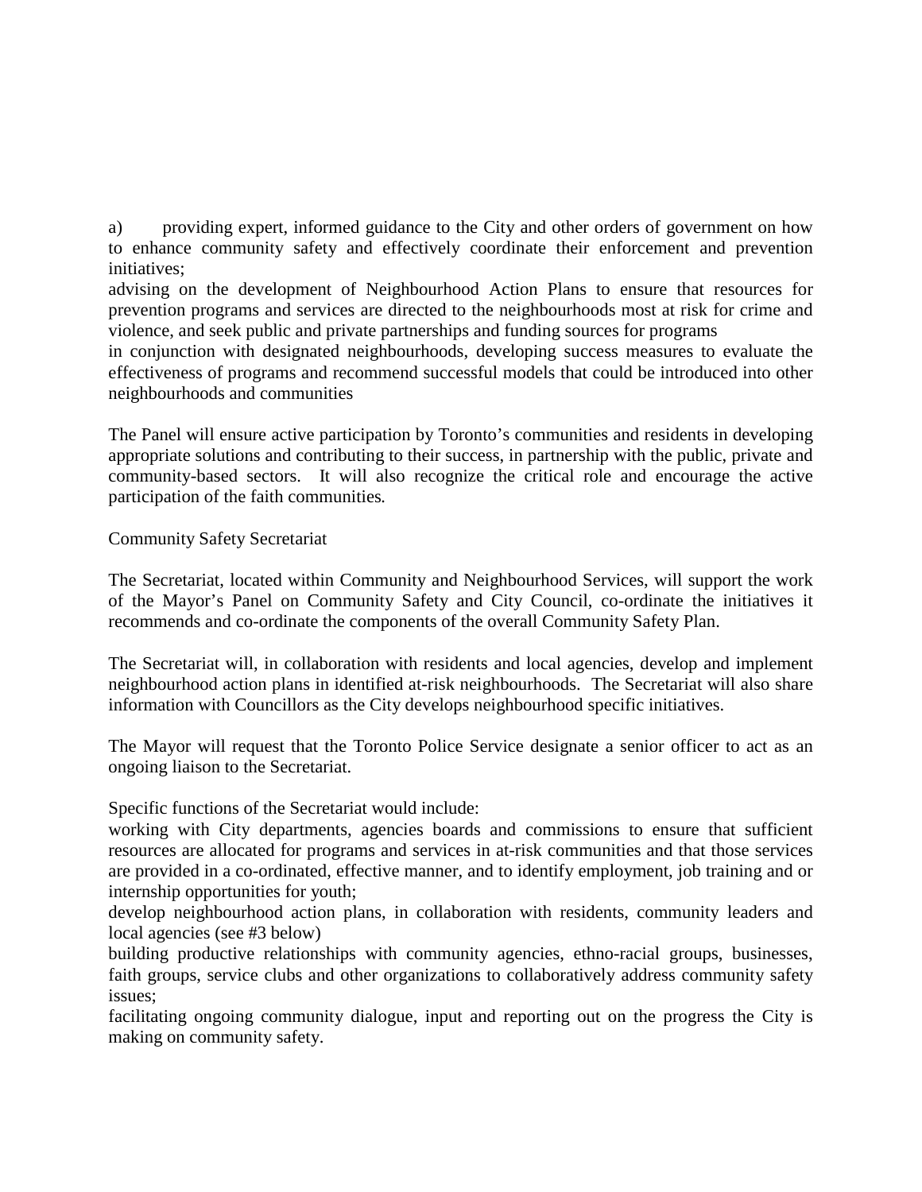a) providing expert, informed guidance to the City and other orders of government on how to enhance community safety and effectively coordinate their enforcement and prevention initiatives;

advising on the development of Neighbourhood Action Plans to ensure that resources for prevention programs and services are directed to the neighbourhoods most at risk for crime and violence, and seek public and private partnerships and funding sources for programs

in conjunction with designated neighbourhoods, developing success measures to evaluate the effectiveness of programs and recommend successful models that could be introduced into other neighbourhoods and communities

The Panel will ensure active participation by Toronto's communities and residents in developing appropriate solutions and contributing to their success, in partnership with the public, private and community-based sectors. It will also recognize the critical role and encourage the active participation of the faith communities.

Community Safety Secretariat

The Secretariat, located within Community and Neighbourhood Services, will support the work of the Mayor's Panel on Community Safety and City Council, co-ordinate the initiatives it recommends and co-ordinate the components of the overall Community Safety Plan.

The Secretariat will, in collaboration with residents and local agencies, develop and implement neighbourhood action plans in identified at-risk neighbourhoods. The Secretariat will also share information with Councillors as the City develops neighbourhood specific initiatives.

The Mayor will request that the Toronto Police Service designate a senior officer to act as an ongoing liaison to the Secretariat.

Specific functions of the Secretariat would include:

working with City departments, agencies boards and commissions to ensure that sufficient resources are allocated for programs and services in at-risk communities and that those services are provided in a co-ordinated, effective manner, and to identify employment, job training and or internship opportunities for youth;

develop neighbourhood action plans, in collaboration with residents, community leaders and local agencies (see #3 below)

building productive relationships with community agencies, ethno-racial groups, businesses, faith groups, service clubs and other organizations to collaboratively address community safety issues;

facilitating ongoing community dialogue, input and reporting out on the progress the City is making on community safety.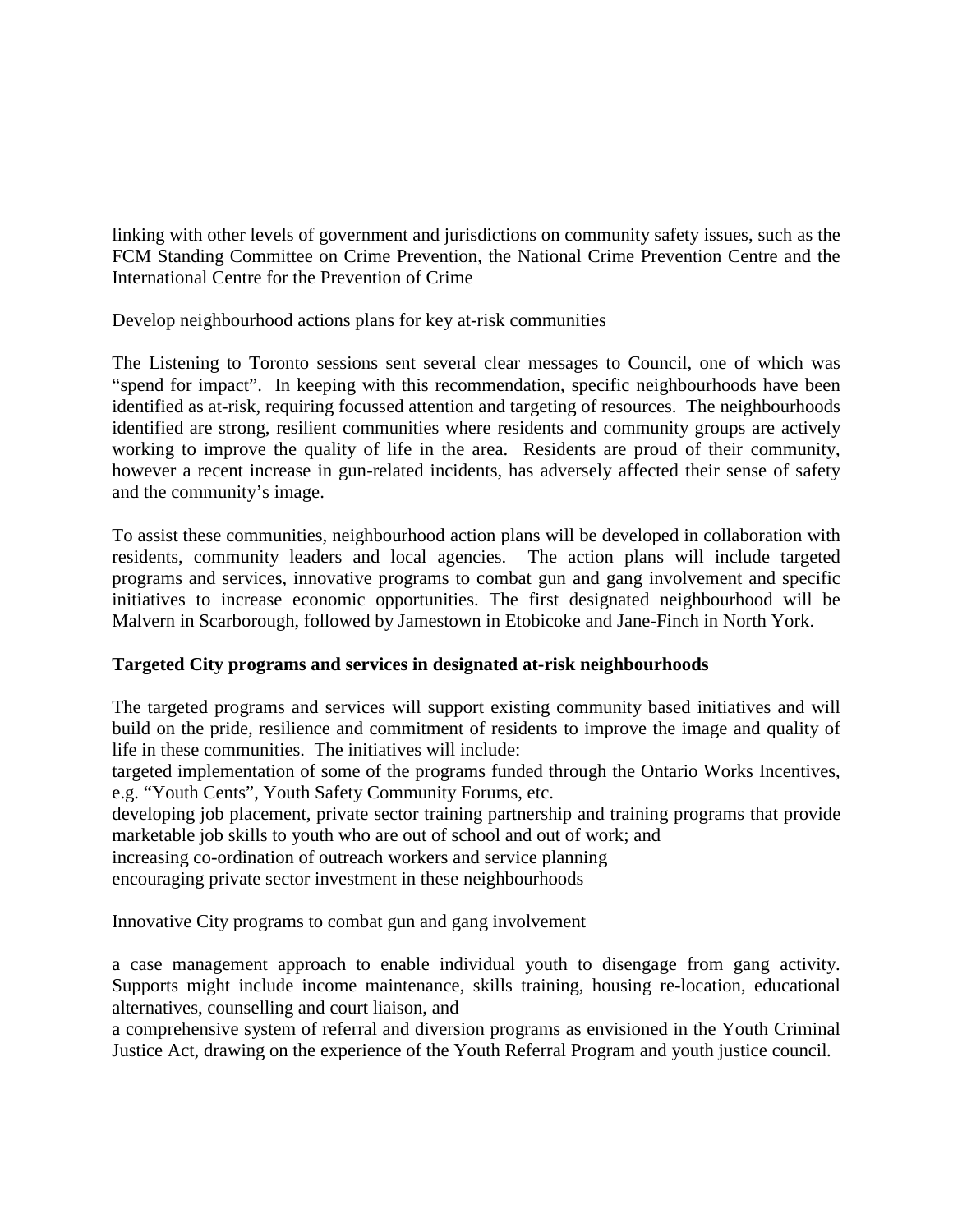linking with other levels of government and jurisdictions on community safety issues, such as the FCM Standing Committee on Crime Prevention, the National Crime Prevention Centre and the International Centre for the Prevention of Crime

Develop neighbourhood actions plans for key at-risk communities

The Listening to Toronto sessions sent several clear messages to Council, one of which was "spend for impact". In keeping with this recommendation, specific neighbourhoods have been identified as at-risk, requiring focussed attention and targeting of resources. The neighbourhoods identified are strong, resilient communities where residents and community groups are actively working to improve the quality of life in the area. Residents are proud of their community, however a recent increase in gun-related incidents, has adversely affected their sense of safety and the community's image.

To assist these communities, neighbourhood action plans will be developed in collaboration with residents, community leaders and local agencies. The action plans will include targeted programs and services, innovative programs to combat gun and gang involvement and specific initiatives to increase economic opportunities. The first designated neighbourhood will be Malvern in Scarborough, followed by Jamestown in Etobicoke and Jane-Finch in North York.

**Targeted City programs and services in designated at-risk neighbourhoods**

The targeted programs and services will support existing community based initiatives and will build on the pride, resilience and commitment of residents to improve the image and quality of life in these communities. The initiatives will include:

targeted implementation of some of the programs funded through the Ontario Works Incentives, e.g. "Youth Cents", Youth Safety Community Forums, etc.

developing job placement, private sector training partnership and training programs that provide marketable job skills to youth who are out of school and out of work; and

increasing co-ordination of outreach workers and service planning

encouraging private sector investment in these neighbourhoods

Innovative City programs to combat gun and gang involvement

a case management approach to enable individual youth to disengage from gang activity. Supports might include income maintenance, skills training, housing re-location, educational alternatives, counselling and court liaison, and

a comprehensive system of referral and diversion programs as envisioned in the Youth Criminal Justice Act, drawing on the experience of the Youth Referral Program and youth justice council.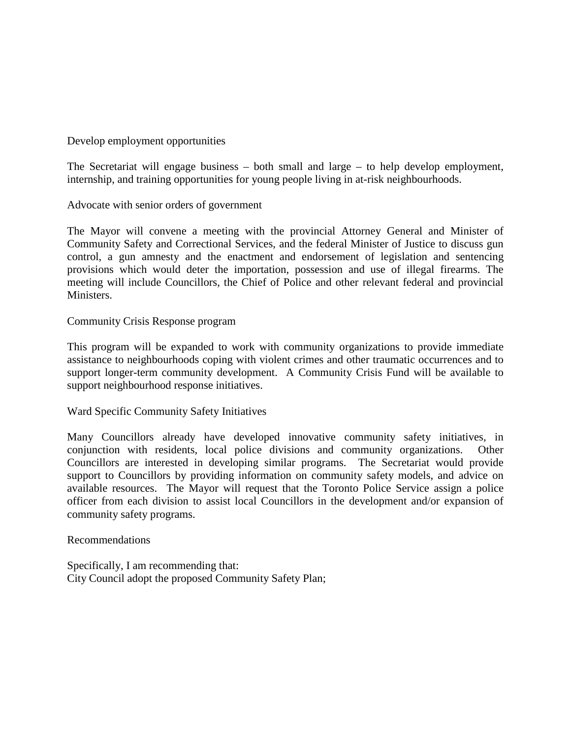Develop employment opportunities

The Secretariat will engage business – both small and large – to help develop employment, internship, and training opportunities for young people living in at-risk neighbourhoods.

Advocate with senior orders of government

The Mayor will convene a meeting with the provincial Attorney General and Minister of Community Safety and Correctional Services, and the federal Minister of Justice to discuss gun control, a gun amnesty and the enactment and endorsement of legislation and sentencing provisions which would deter the importation, possession and use of illegal firearms. The meeting will include Councillors, the Chief of Police and other relevant federal and provincial Ministers.

Community Crisis Response program

This program will be expanded to work with community organizations to provide immediate assistance to neighbourhoods coping with violent crimes and other traumatic occurrences and to support longer-term community development. A Community Crisis Fund will be available to support neighbourhood response initiatives.

Ward Specific Community Safety Initiatives

Many Councillors already have developed innovative community safety initiatives, in conjunction with residents, local police divisions and community organizations. Other Councillors are interested in developing similar programs. The Secretariat would provide support to Councillors by providing information on community safety models, and advice on available resources. The Mayor will request that the Toronto Police Service assign a police officer from each division to assist local Councillors in the development and/or expansion of community safety programs.

Recommendations

Specifically, I am recommending that:
City Council adopt the proposed Community Safety Plan;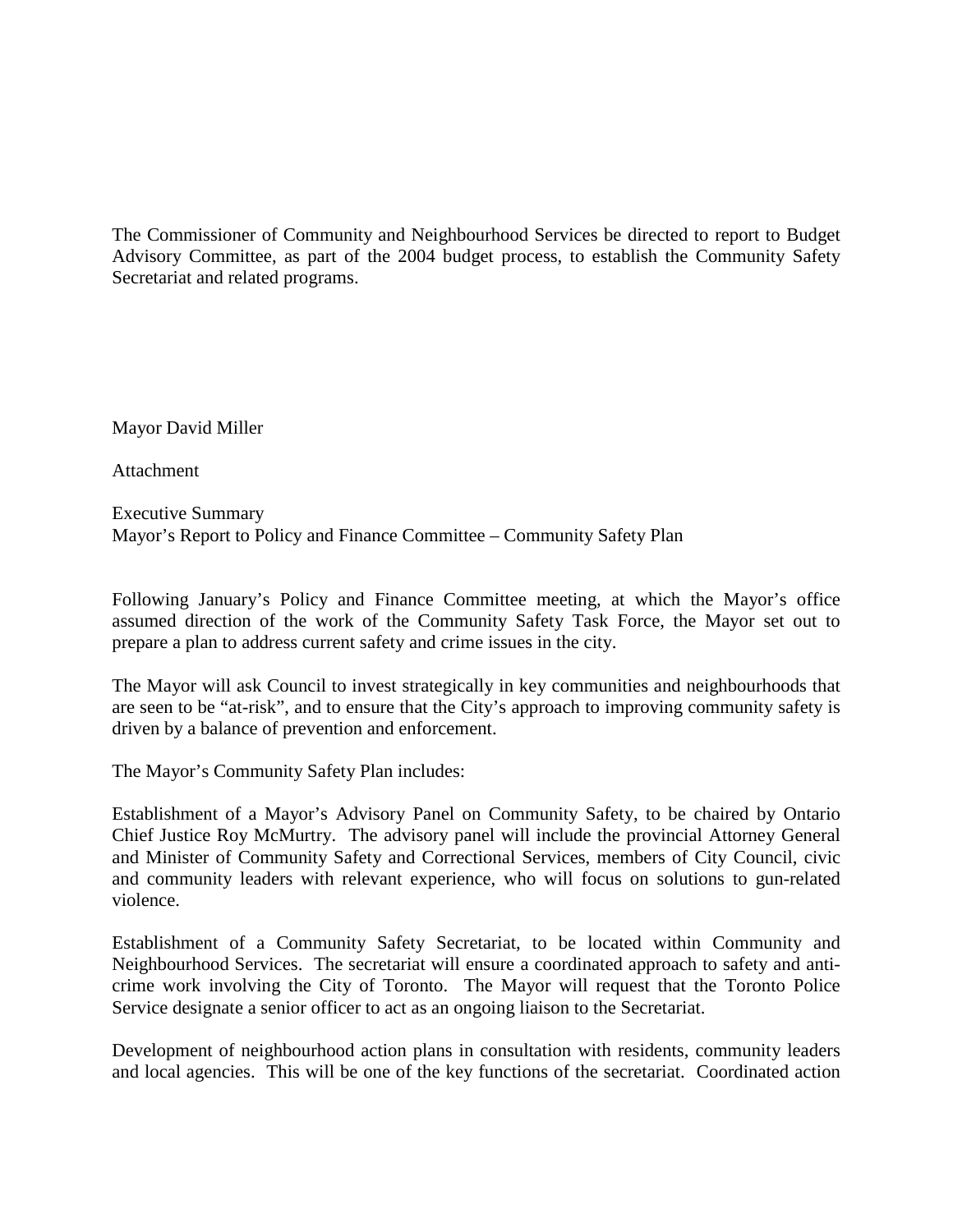The Commissioner of Community and Neighbourhood Services be directed to report to Budget Advisory Committee, as part of the 2004 budget process, to establish the Community Safety Secretariat and related programs.

Mayor David Miller

Attachment

Executive Summary
Mayor's Report to Policy and Finance Committee – Community Safety Plan

Following January's Policy and Finance Committee meeting, at which the Mayor's office assumed direction of the work of the Community Safety Task Force, the Mayor set out to prepare a plan to address current safety and crime issues in the city.

The Mayor will ask Council to invest strategically in key communities and neighbourhoods that are seen to be "at-risk", and to ensure that the City's approach to improving community safety is driven by a balance of prevention and enforcement.

The Mayor's Community Safety Plan includes:

Establishment of a Mayor's Advisory Panel on Community Safety, to be chaired by Ontario Chief Justice Roy McMurtry. The advisory panel will include the provincial Attorney General and Minister of Community Safety and Correctional Services, members of City Council, civic and community leaders with relevant experience, who will focus on solutions to gun-related violence.

Establishment of a Community Safety Secretariat, to be located within Community and Neighbourhood Services. The secretariat will ensure a coordinated approach to safety and anti-crime work involving the City of Toronto. The Mayor will request that the Toronto Police Service designate a senior officer to act as an ongoing liaison to the Secretariat.

Development of neighbourhood action plans in consultation with residents, community leaders and local agencies. This will be one of the key functions of the secretariat. Coordinated action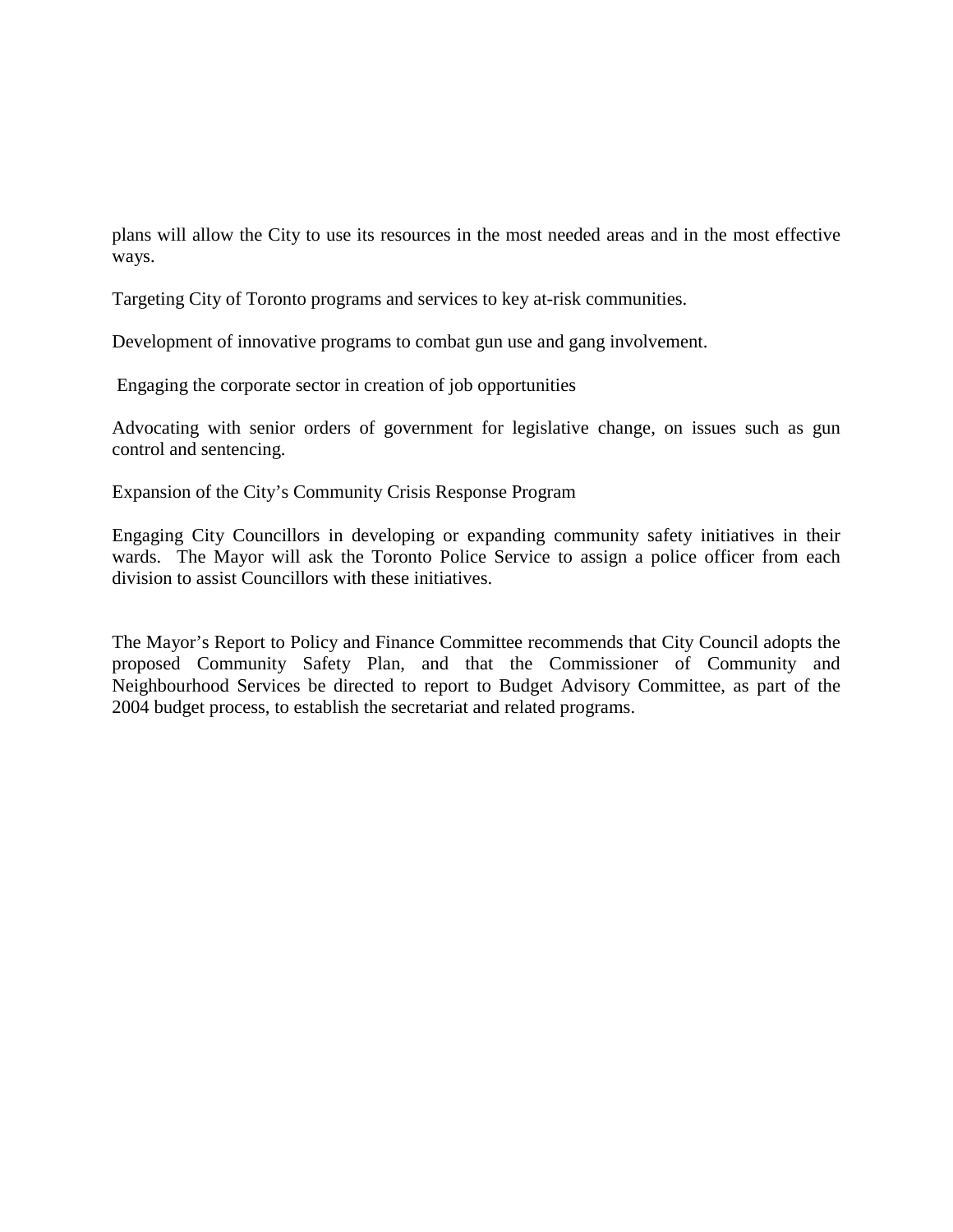plans will allow the City to use its resources in the most needed areas and in the most effective ways.

Targeting City of Toronto programs and services to key at-risk communities.

Development of innovative programs to combat gun use and gang involvement.

Engaging the corporate sector in creation of job opportunities

Advocating with senior orders of government for legislative change, on issues such as gun control and sentencing.

Expansion of the City's Community Crisis Response Program

Engaging City Councillors in developing or expanding community safety initiatives in their wards. The Mayor will ask the Toronto Police Service to assign a police officer from each division to assist Councillors with these initiatives.

The Mayor's Report to Policy and Finance Committee recommends that City Council adopts the proposed Community Safety Plan, and that the Commissioner of Community and Neighbourhood Services be directed to report to Budget Advisory Committee, as part of the 2004 budget process, to establish the secretariat and related programs.